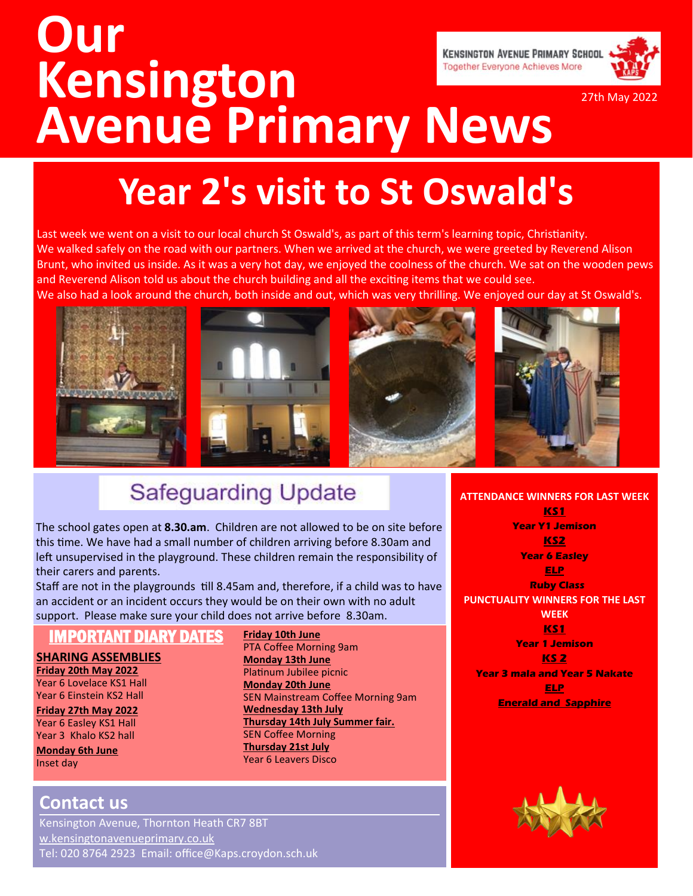# Our Kensington Avenue Primary News

KENSINGTON AVENUE PRIMARY SCHOOL
Together Everyone Achieves More

27th May 2022

## Year 2's visit to St Oswald's

Last week we went on a visit to our local church St Oswald's, as part of this term's learning topic, Christianity. We walked safely on the road with our partners. When we arrived at the church, we were greeted by Reverend Alison Brunt, who invited us inside. As it was a very hot day, we enjoyed the coolness of the church. We sat on the wooden pews and Reverend Alison told us about the church building and all the exciting items that we could see.

We also had a look around the church, both inside and out, which was very thrilling. We enjoyed our day at St Oswald's.

## Safeguarding Update

The school gates open at **8.30.am**. Children are not allowed to be on site before this time. We have had a small number of children arriving before 8.30am and left unsupervised in the playground. These children remain the responsibility of their carers and parents.

Staff are not in the playgrounds till 8.45am and, therefore, if a child was to have an accident or an incident occurs they would be on their own with no adult support. Please make sure your child does not arrive before 8.30am.

## IMPORTANT DIARY DATES

### SHARING ASSEMBLIES

**Friday 20th May 2022**
Year 6 Lovelace KS1 Hall
Year 6 Einstein KS2 Hall

**Friday 27th May 2022**
Year 6 Easley KS1 Hall
Year 3 Khalo KS2 hall

**Monday 6th June**
Inset day

**Friday 10th June**
PTA Coffee Morning 9am

**Monday 13th June**
Platinum Jubilee picnic

**Monday 20th June**
SEN Mainstream Coffee Morning 9am

**Wednesday 13th July**

**Thursday 14th July Summer fair.**
SEN Coffee Morning

**Thursday 21st July**
Year 6 Leavers Disco

## ATTENDANCE WINNERS FOR LAST WEEK

**KS1**
**Year Y1 Jemison**

**KS2**
**Year 6 Easley**

**ELP**
**Ruby Class**

## PUNCTUALITY WINNERS FOR THE LAST WEEK

**KS1**
**Year 1 Jemison**

**KS 2**
**Year 3 mala and Year 5 Nakate**

**ELP**
**Enerald and Sapphire**

## Contact us

Kensington Avenue, Thornton Heath CR7 8BT
w.kensingtonavenueprimary.co.uk
Tel: 020 8764 2923 Email: office@Kaps.croydon.sch.uk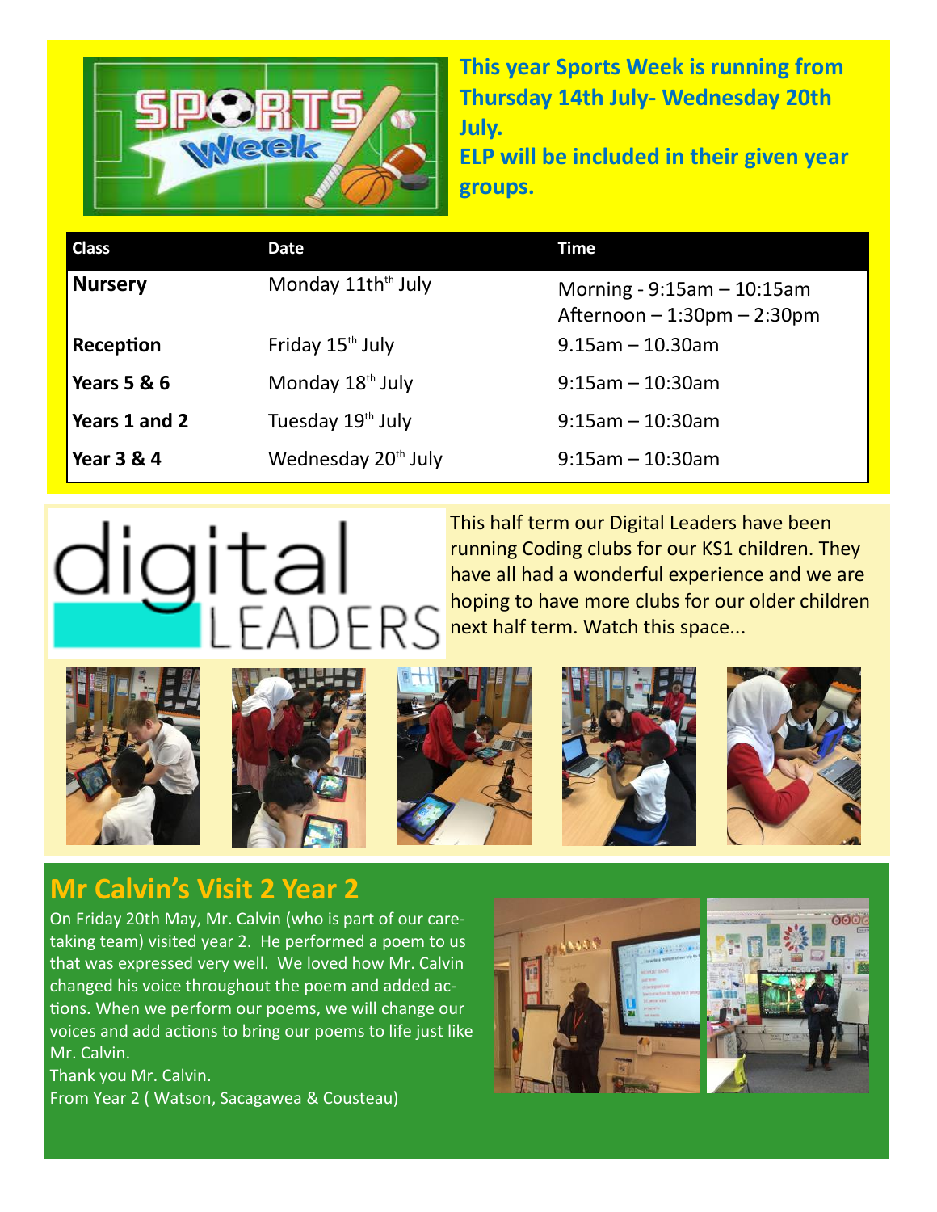This year Sports Week is running from Thursday 14th July- Wednesday 20th July.
ELP will be included in their given year groups.

| Class | Date | Time |
|---|---|---|
| **Nursery** | Monday 11th July | Morning - 9:15am – 10:15am<br>Afternoon – 1:30pm – 2:30pm |
| **Reception** | Friday 15th July | 9.15am – 10.30am |
| **Years 5 & 6** | Monday 18th July | 9:15am – 10:30am |
| **Years 1 and 2** | Tuesday 19th July | 9:15am – 10:30am |
| **Year 3 & 4** | Wednesday 20th July | 9:15am – 10:30am |

## digital LEADERS

This half term our Digital Leaders have been running Coding clubs for our KS1 children. They have all had a wonderful experience and we are hoping to have more clubs for our older children next half term. Watch this space...

## Mr Calvin's Visit 2 Year 2

On Friday 20th May, Mr. Calvin (who is part of our care-taking team) visited year 2. He performed a poem to us that was expressed very well. We loved how Mr. Calvin changed his voice throughout the poem and added actions. When we perform our poems, we will change our voices and add actions to bring our poems to life just like Mr. Calvin.

Thank you Mr. Calvin.

From Year 2 ( Watson, Sacagawea & Cousteau)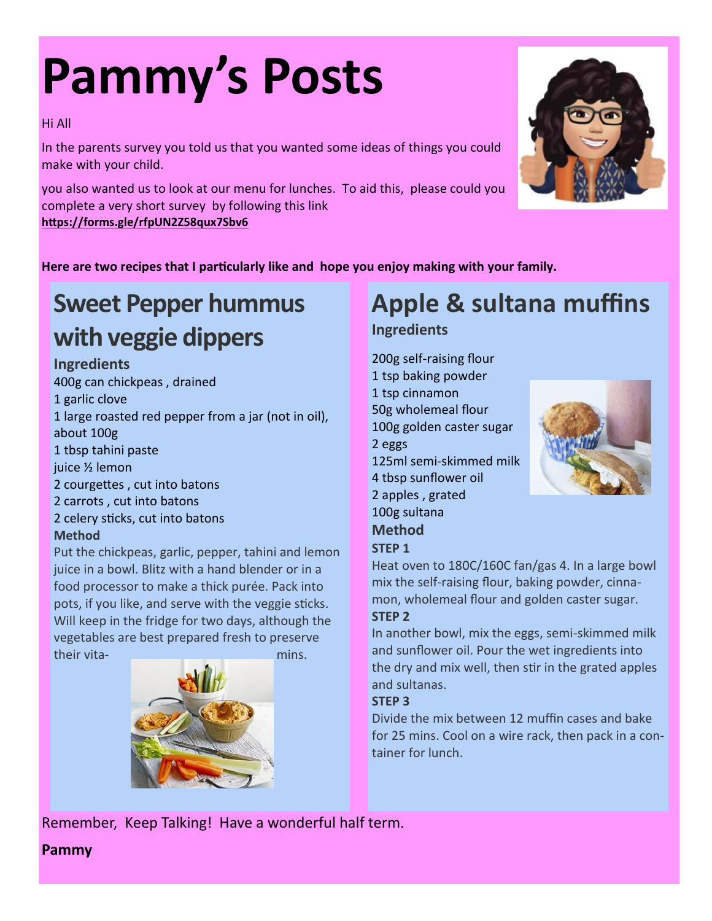# Pammy's Posts

Hi All

In the parents survey you told us that you wanted some ideas of things you could make with your child.

you also wanted us to look at our menu for lunches. To aid this, please could you complete a very short survey by following this link
**https://forms.gle/rfpUN2Z58qux7Sbv6**

**Here are two recipes that I particularly like and hope you enjoy making with your family.**

## Sweet Pepper hummus with veggie dippers

### Ingredients

400g can chickpeas , drained
1 garlic clove
1 large roasted red pepper from a jar (not in oil), about 100g
1 tbsp tahini paste
juice ½ lemon
2 courgettes , cut into batons
2 carrots , cut into batons
2 celery sticks, cut into batons

### Method

Put the chickpeas, garlic, pepper, tahini and lemon juice in a bowl. Blitz with a hand blender or in a food processor to make a thick purée. Pack into pots, if you like, and serve with the veggie sticks. Will keep in the fridge for two days, although the vegetables are best prepared fresh to preserve their vitamins.

## Apple & sultana muffins

### Ingredients

200g self-raising flour
1 tsp baking powder
1 tsp cinnamon
50g wholemeal flour
100g golden caster sugar
2 eggs
125ml semi-skimmed milk
4 tbsp sunflower oil
2 apples , grated
100g sultana

### Method

**STEP 1**

Heat oven to 180C/160C fan/gas 4. In a large bowl mix the self-raising flour, baking powder, cinnamon, wholemeal flour and golden caster sugar.

**STEP 2**

In another bowl, mix the eggs, semi-skimmed milk and sunflower oil. Pour the wet ingredients into the dry and mix well, then stir in the grated apples and sultanas.

**STEP 3**

Divide the mix between 12 muffin cases and bake for 25 mins. Cool on a wire rack, then pack in a container for lunch.

Remember, Keep Talking! Have a wonderful half term.

**Pammy**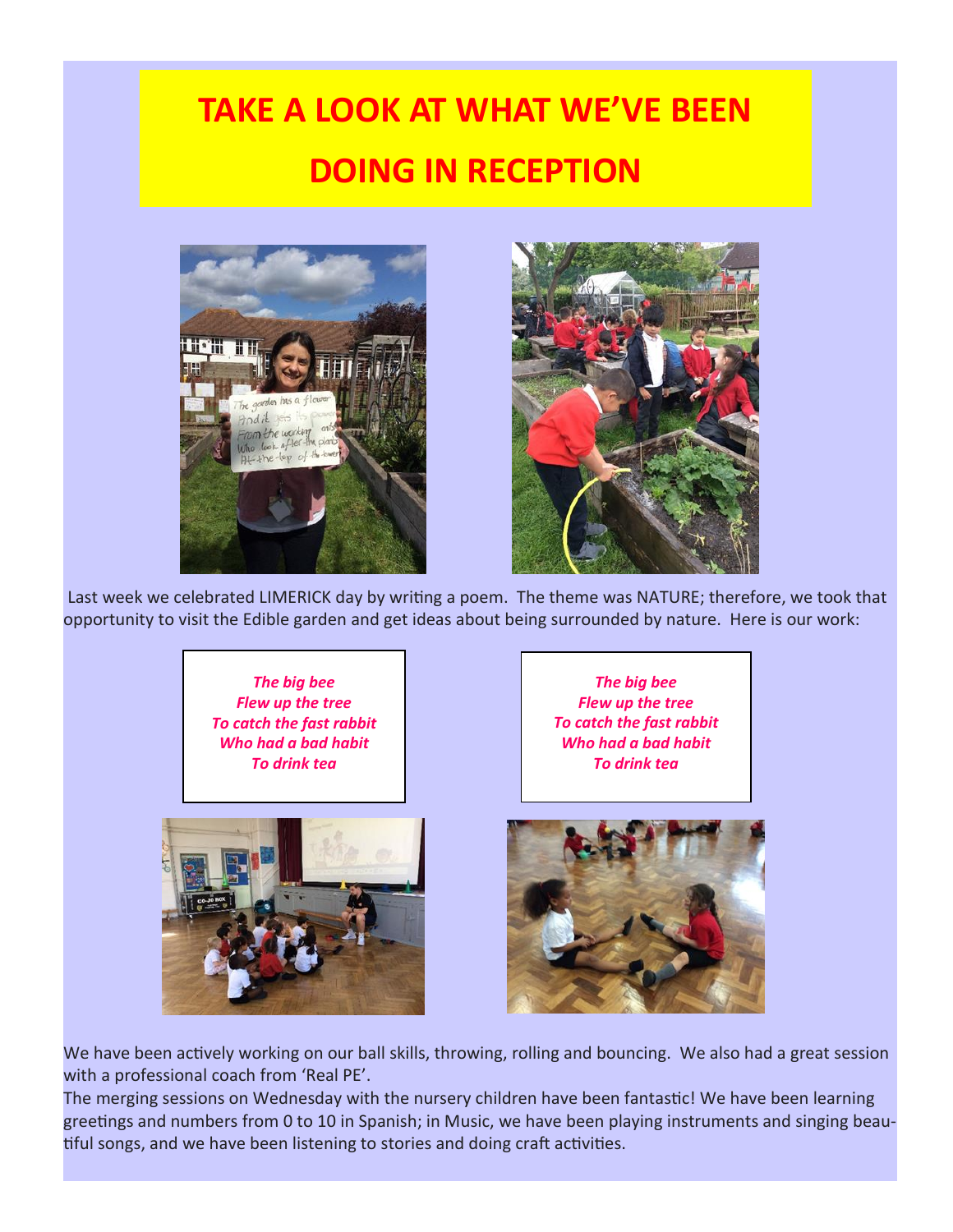# TAKE A LOOK AT WHAT WE'VE BEEN DOING IN RECEPTION

Last week we celebrated LIMERICK day by writing a poem. The theme was NATURE; therefore, we took that opportunity to visit the Edible garden and get ideas about being surrounded by nature. Here is our work:

*The big bee*
*Flew up the tree*
*To catch the fast rabbit*
*Who had a bad habit*
*To drink tea*

*The big bee*
*Flew up the tree*
*To catch the fast rabbit*
*Who had a bad habit*
*To drink tea*

We have been actively working on our ball skills, throwing, rolling and bouncing. We also had a great session with a professional coach from 'Real PE'.

The merging sessions on Wednesday with the nursery children have been fantastic! We have been learning greetings and numbers from 0 to 10 in Spanish; in Music, we have been playing instruments and singing beautiful songs, and we have been listening to stories and doing craft activities.